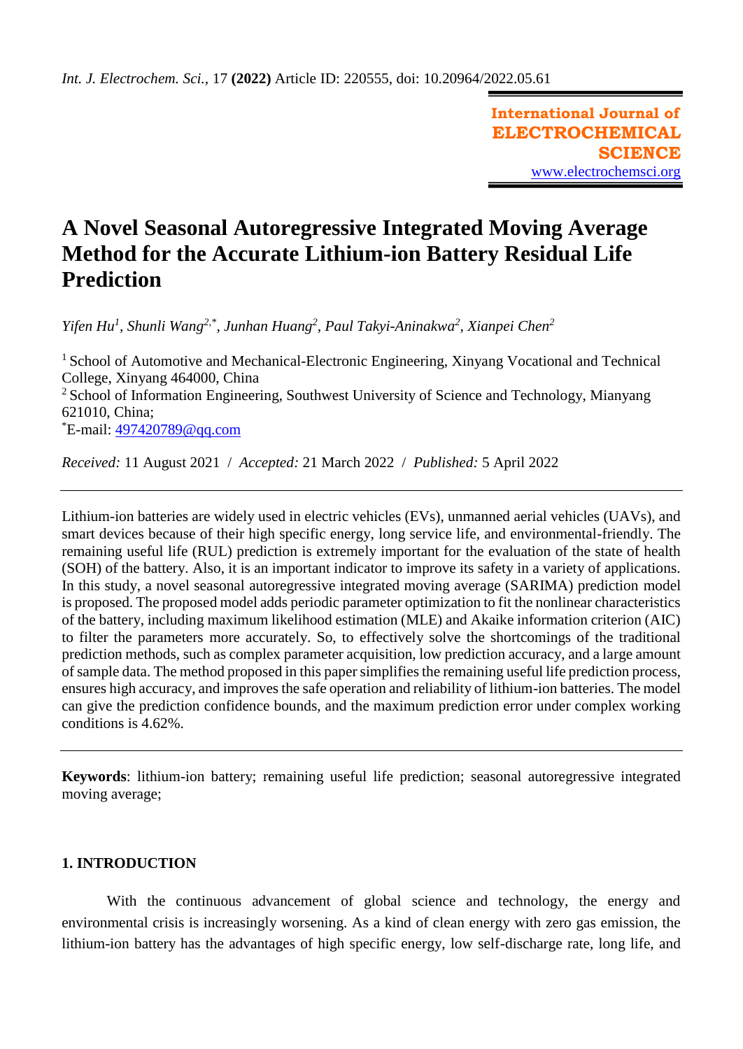*Int. J. Electrochem. Sci.*, 17 **(2022)** Article ID: 220555, doi: 10.20964/2022.05.61

**International Journal of ELECTROCHEMICAL SCIENCE**
www.electrochemsci.org

# A Novel Seasonal Autoregressive Integrated Moving Average Method for the Accurate Lithium-ion Battery Residual Life Prediction

*Yifen Hu*[1], *Shunli Wang*[2,*], *Junhan Huang*[2], *Paul Takyi-Aninakwa*[2], *Xianpei Chen*[2]

[1] School of Automotive and Mechanical-Electronic Engineering, Xinyang Vocational and Technical College, Xinyang 464000, China
[2] School of Information Engineering, Southwest University of Science and Technology, Mianyang 621010, China;
[*]E-mail: 497420789@qq.com

*Received:* 11 August 2021 / *Accepted:* 21 March 2022 / *Published:* 5 April 2022

---

Lithium-ion batteries are widely used in electric vehicles (EVs), unmanned aerial vehicles (UAVs), and smart devices because of their high specific energy, long service life, and environmental-friendly. The remaining useful life (RUL) prediction is extremely important for the evaluation of the state of health (SOH) of the battery. Also, it is an important indicator to improve its safety in a variety of applications. In this study, a novel seasonal autoregressive integrated moving average (SARIMA) prediction model is proposed. The proposed model adds periodic parameter optimization to fit the nonlinear characteristics of the battery, including maximum likelihood estimation (MLE) and Akaike information criterion (AIC) to filter the parameters more accurately. So, to effectively solve the shortcomings of the traditional prediction methods, such as complex parameter acquisition, low prediction accuracy, and a large amount of sample data. The method proposed in this paper simplifies the remaining useful life prediction process, ensures high accuracy, and improves the safe operation and reliability of lithium-ion batteries. The model can give the prediction confidence bounds, and the maximum prediction error under complex working conditions is 4.62%.

---

**Keywords**: lithium-ion battery; remaining useful life prediction; seasonal autoregressive integrated moving average;

## 1. INTRODUCTION

With the continuous advancement of global science and technology, the energy and environmental crisis is increasingly worsening. As a kind of clean energy with zero gas emission, the lithium-ion battery has the advantages of high specific energy, low self-discharge rate, long life, and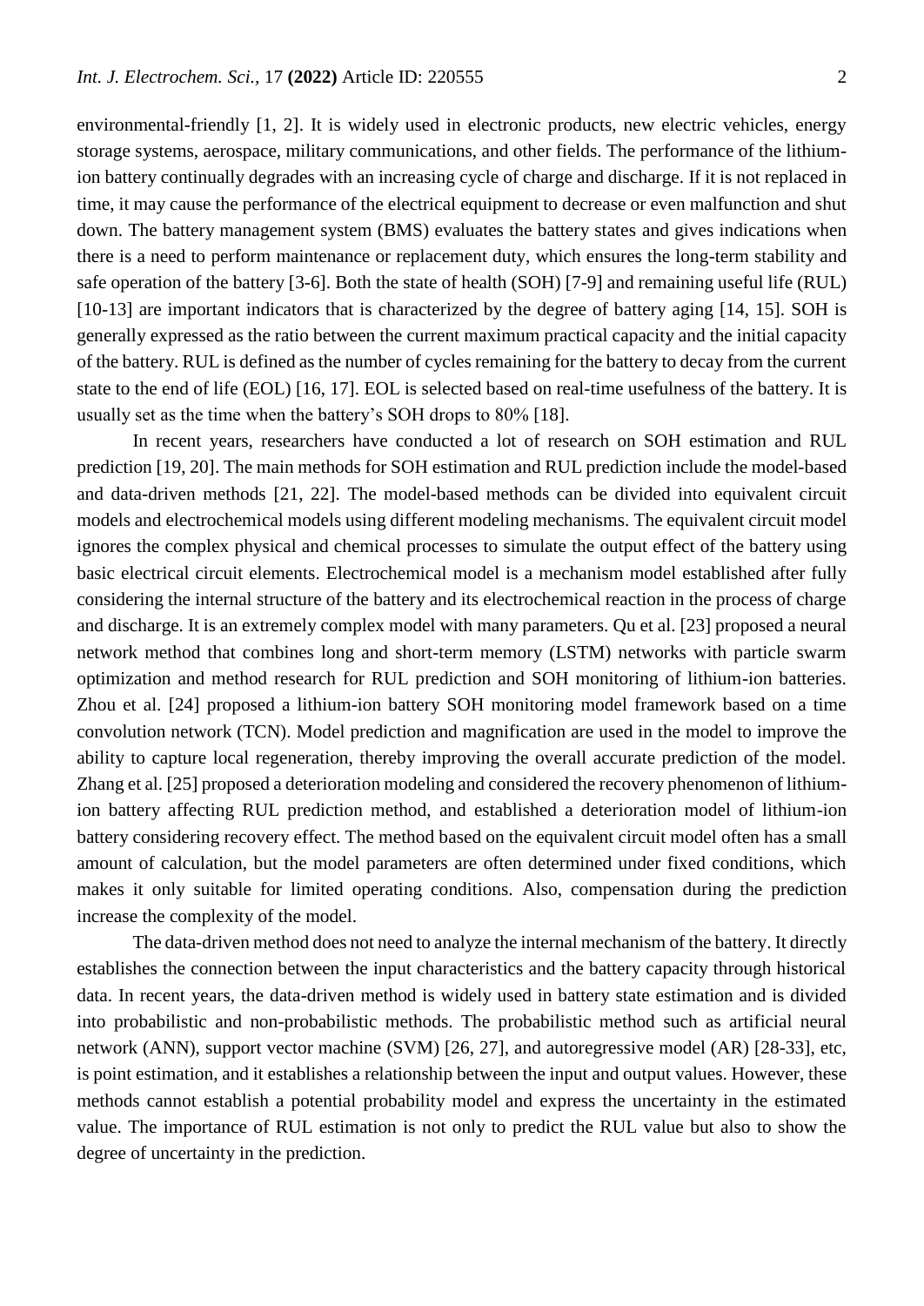environmental-friendly [1, 2]. It is widely used in electronic products, new electric vehicles, energy storage systems, aerospace, military communications, and other fields. The performance of the lithium-ion battery continually degrades with an increasing cycle of charge and discharge. If it is not replaced in time, it may cause the performance of the electrical equipment to decrease or even malfunction and shut down. The battery management system (BMS) evaluates the battery states and gives indications when there is a need to perform maintenance or replacement duty, which ensures the long-term stability and safe operation of the battery [3-6]. Both the state of health (SOH) [7-9] and remaining useful life (RUL) [10-13] are important indicators that is characterized by the degree of battery aging [14, 15]. SOH is generally expressed as the ratio between the current maximum practical capacity and the initial capacity of the battery. RUL is defined as the number of cycles remaining for the battery to decay from the current state to the end of life (EOL) [16, 17]. EOL is selected based on real-time usefulness of the battery. It is usually set as the time when the battery's SOH drops to 80% [18].

In recent years, researchers have conducted a lot of research on SOH estimation and RUL prediction [19, 20]. The main methods for SOH estimation and RUL prediction include the model-based and data-driven methods [21, 22]. The model-based methods can be divided into equivalent circuit models and electrochemical models using different modeling mechanisms. The equivalent circuit model ignores the complex physical and chemical processes to simulate the output effect of the battery using basic electrical circuit elements. Electrochemical model is a mechanism model established after fully considering the internal structure of the battery and its electrochemical reaction in the process of charge and discharge. It is an extremely complex model with many parameters. Qu et al. [23] proposed a neural network method that combines long and short-term memory (LSTM) networks with particle swarm optimization and method research for RUL prediction and SOH monitoring of lithium-ion batteries. Zhou et al. [24] proposed a lithium-ion battery SOH monitoring model framework based on a time convolution network (TCN). Model prediction and magnification are used in the model to improve the ability to capture local regeneration, thereby improving the overall accurate prediction of the model. Zhang et al. [25] proposed a deterioration modeling and considered the recovery phenomenon of lithium-ion battery affecting RUL prediction method, and established a deterioration model of lithium-ion battery considering recovery effect. The method based on the equivalent circuit model often has a small amount of calculation, but the model parameters are often determined under fixed conditions, which makes it only suitable for limited operating conditions. Also, compensation during the prediction increase the complexity of the model.

The data-driven method does not need to analyze the internal mechanism of the battery. It directly establishes the connection between the input characteristics and the battery capacity through historical data. In recent years, the data-driven method is widely used in battery state estimation and is divided into probabilistic and non-probabilistic methods. The probabilistic method such as artificial neural network (ANN), support vector machine (SVM) [26, 27], and autoregressive model (AR) [28-33], etc, is point estimation, and it establishes a relationship between the input and output values. However, these methods cannot establish a potential probability model and express the uncertainty in the estimated value. The importance of RUL estimation is not only to predict the RUL value but also to show the degree of uncertainty in the prediction.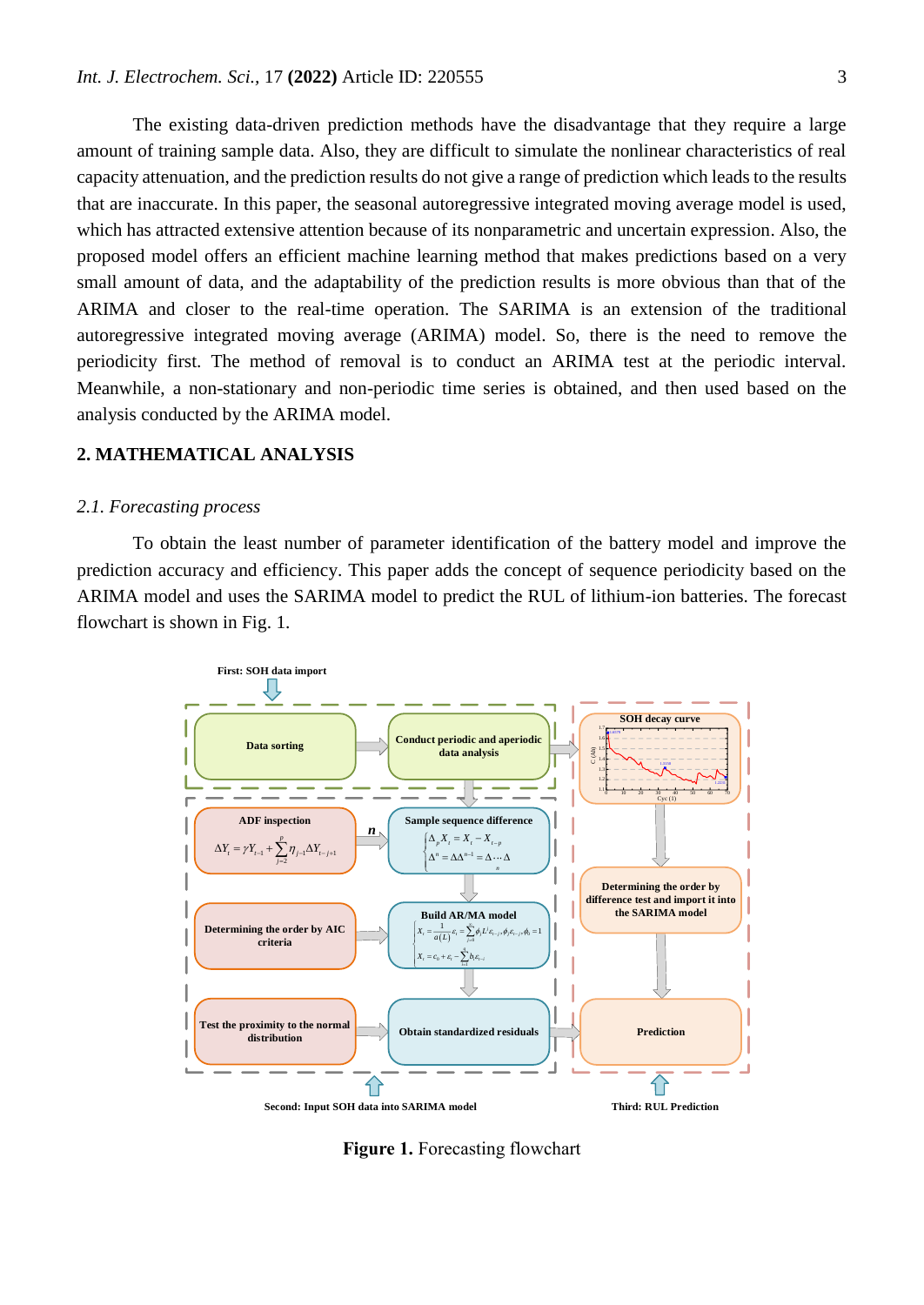The existing data-driven prediction methods have the disadvantage that they require a large amount of training sample data. Also, they are difficult to simulate the nonlinear characteristics of real capacity attenuation, and the prediction results do not give a range of prediction which leads to the results that are inaccurate. In this paper, the seasonal autoregressive integrated moving average model is used, which has attracted extensive attention because of its nonparametric and uncertain expression. Also, the proposed model offers an efficient machine learning method that makes predictions based on a very small amount of data, and the adaptability of the prediction results is more obvious than that of the ARIMA and closer to the real-time operation. The SARIMA is an extension of the traditional autoregressive integrated moving average (ARIMA) model. So, there is the need to remove the periodicity first. The method of removal is to conduct an ARIMA test at the periodic interval. Meanwhile, a non-stationary and non-periodic time series is obtained, and then used based on the analysis conducted by the ARIMA model.

## 2. MATHEMATICAL ANALYSIS

### *2.1. Forecasting process*

To obtain the least number of parameter identification of the battery model and improve the prediction accuracy and efficiency. This paper adds the concept of sequence periodicity based on the ARIMA model and uses the SARIMA model to predict the RUL of lithium-ion batteries. The forecast flowchart is shown in Fig. 1.

**Figure 1.** Forecasting flowchart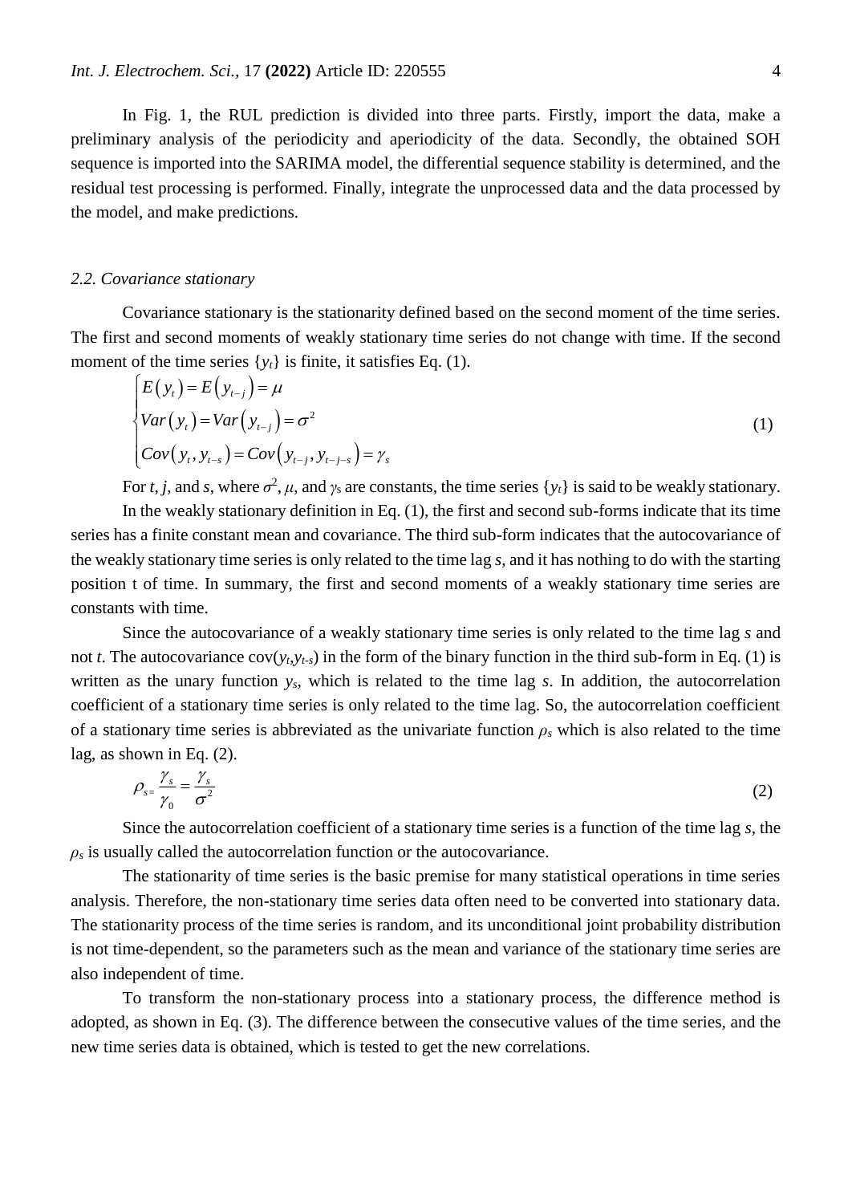In Fig. 1, the RUL prediction is divided into three parts. Firstly, import the data, make a preliminary analysis of the periodicity and aperiodicity of the data. Secondly, the obtained SOH sequence is imported into the SARIMA model, the differential sequence stability is determined, and the residual test processing is performed. Finally, integrate the unprocessed data and the data processed by the model, and make predictions.

### *2.2. Covariance stationary*

Covariance stationary is the stationarity defined based on the second moment of the time series. The first and second moments of weakly stationary time series do not change with time. If the second moment of the time series $\{y_t\}$ is finite, it satisfies Eq. (1).

$$\begin{cases} E\left(y_t\right) = E\left(y_{t-j}\right) = \mu \\ Var\left(y_t\right) = Var\left(y_{t-j}\right) = \sigma^2 \\ Cov\left(y_t, y_{t-s}\right) = Cov\left(y_{t-j}, y_{t-j-s}\right) = \gamma_s \end{cases} \tag{1}$$

For $t$, $j$, and $s$, where $\sigma^2$, $\mu$, and $\gamma_s$ are constants, the time series $\{y_t\}$ is said to be weakly stationary.

In the weakly stationary definition in Eq. (1), the first and second sub-forms indicate that its time series has a finite constant mean and covariance. The third sub-form indicates that the autocovariance of the weakly stationary time series is only related to the time lag $s$, and it has nothing to do with the starting position t of time. In summary, the first and second moments of a weakly stationary time series are constants with time.

Since the autocovariance of a weakly stationary time series is only related to the time lag $s$ and not $t$. The autocovariance $\text{cov}(y_t, y_{t-s})$ in the form of the binary function in the third sub-form in Eq. (1) is written as the unary function $y_s$, which is related to the time lag $s$. In addition, the autocorrelation coefficient of a stationary time series is only related to the time lag. So, the autocorrelation coefficient of a stationary time series is abbreviated as the univariate function $\rho_s$ which is also related to the time lag, as shown in Eq. (2).

$$\rho_s = \frac{\gamma_s}{\gamma_0} = \frac{\gamma_s}{\sigma^2} \tag{2}$$

Since the autocorrelation coefficient of a stationary time series is a function of the time lag $s$, the $\rho_s$ is usually called the autocorrelation function or the autocovariance.

The stationarity of time series is the basic premise for many statistical operations in time series analysis. Therefore, the non-stationary time series data often need to be converted into stationary data. The stationarity process of the time series is random, and its unconditional joint probability distribution is not time-dependent, so the parameters such as the mean and variance of the stationary time series are also independent of time.

To transform the non-stationary process into a stationary process, the difference method is adopted, as shown in Eq. (3). The difference between the consecutive values of the time series, and the new time series data is obtained, which is tested to get the new correlations.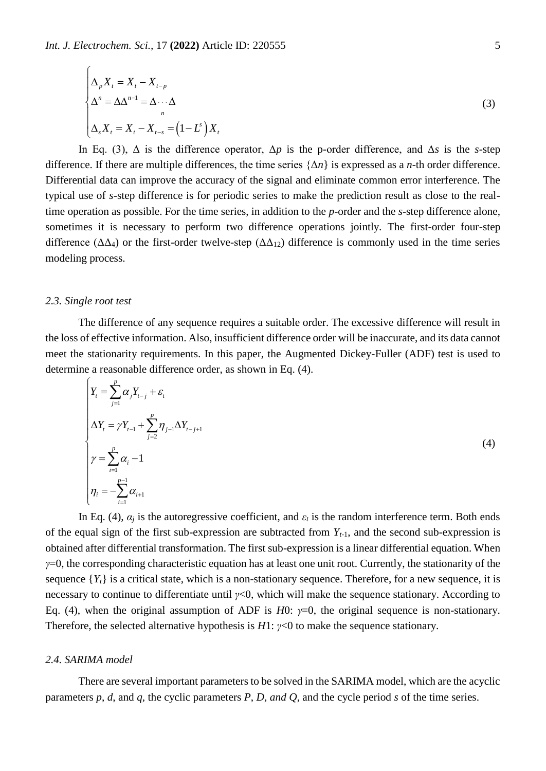$$\begin{cases} \Delta_p X_t = X_t - X_{t-p} \\ \Delta^n = \Delta\Delta^{n-1} = \underbrace{\Delta \cdots \Delta}_{n} \\ \Delta_s X_t = X_t - X_{t-s} = \left(1 - L^s\right) X_t \end{cases} \tag{3}$$

In Eq. (3), $\Delta$ is the difference operator, $\Delta p$ is the p-order difference, and $\Delta s$ is the *s*-step difference. If there are multiple differences, the time series $\{\Delta n\}$ is expressed as a *n*-th order difference. Differential data can improve the accuracy of the signal and eliminate common error interference. The typical use of *s*-step difference is for periodic series to make the prediction result as close to the real-time operation as possible. For the time series, in addition to the *p*-order and the *s*-step difference alone, sometimes it is necessary to perform two difference operations jointly. The first-order four-step difference ($\Delta\Delta_4$) or the first-order twelve-step ($\Delta\Delta_{12}$) difference is commonly used in the time series modeling process.

### 2.3. Single root test

The difference of any sequence requires a suitable order. The excessive difference will result in the loss of effective information. Also, insufficient difference order will be inaccurate, and its data cannot meet the stationarity requirements. In this paper, the Augmented Dickey-Fuller (ADF) test is used to determine a reasonable difference order, as shown in Eq. (4).

$$\begin{cases} Y_t = \sum_{j=1}^{p} \alpha_j Y_{t-j} + \varepsilon_t \\ \Delta Y_t = \gamma Y_{t-1} + \sum_{j=2}^{p} \eta_{j-1} \Delta Y_{t-j+1} \\ \gamma = \sum_{i=1}^{p} \alpha_i - 1 \\ \eta_i = -\sum_{i=1}^{p-1} \alpha_{i+1} \end{cases} \tag{4}$$

In Eq. (4), $\alpha_j$ is the autoregressive coefficient, and $\varepsilon_t$ is the random interference term. Both ends of the equal sign of the first sub-expression are subtracted from $Y_{t-1}$, and the second sub-expression is obtained after differential transformation. The first sub-expression is a linear differential equation. When $\gamma=0$, the corresponding characteristic equation has at least one unit root. Currently, the stationarity of the sequence $\{Y_t\}$ is a critical state, which is a non-stationary sequence. Therefore, for a new sequence, it is necessary to continue to differentiate until $\gamma<0$, which will make the sequence stationary. According to Eq. (4), when the original assumption of ADF is $H0$: $\gamma=0$, the original sequence is non-stationary. Therefore, the selected alternative hypothesis is $H1$: $\gamma<0$ to make the sequence stationary.

### 2.4. SARIMA model

There are several important parameters to be solved in the SARIMA model, which are the acyclic parameters $p$, $d$, and $q$, the cyclic parameters $P$, $D$, *and* $Q$, and the cycle period $s$ of the time series.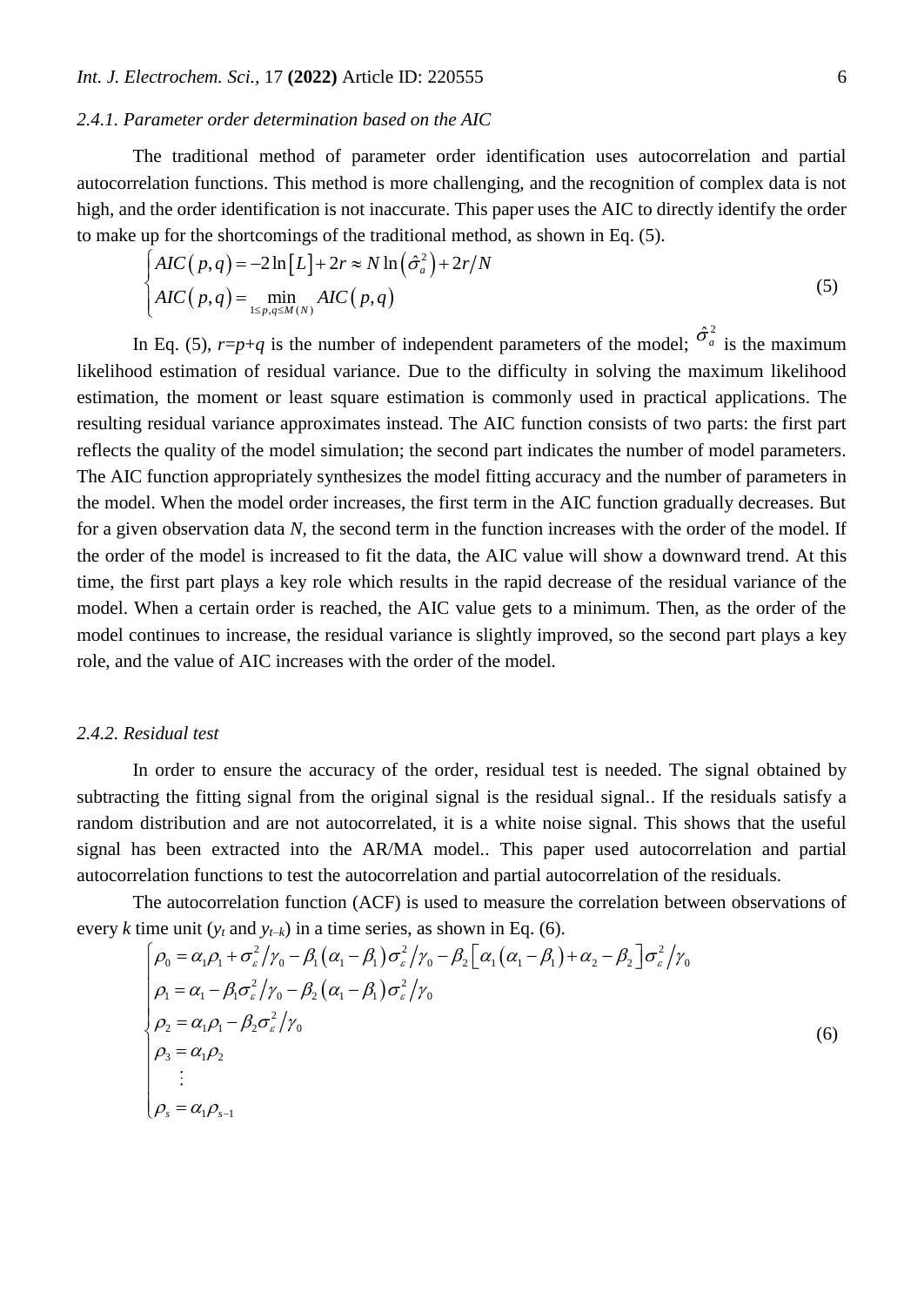### 2.4.1. Parameter order determination based on the AIC

The traditional method of parameter order identification uses autocorrelation and partial autocorrelation functions. This method is more challenging, and the recognition of complex data is not high, and the order identification is not inaccurate. This paper uses the AIC to directly identify the order to make up for the shortcomings of the traditional method, as shown in Eq. (5).

$$\begin{cases} AIC(p,q) = -2\ln[L] + 2r \approx N\ln(\hat{\sigma}_a^2) + 2r/N \\ AIC(p,q) = \min\limits_{1\le p,q \le M(N)} AIC(p,q) \end{cases} \tag{5}$$

In Eq. (5), $r=p+q$ is the number of independent parameters of the model; $\hat{\sigma}_a^2$ is the maximum likelihood estimation of residual variance. Due to the difficulty in solving the maximum likelihood estimation, the moment or least square estimation is commonly used in practical applications. The resulting residual variance approximates instead. The AIC function consists of two parts: the first part reflects the quality of the model simulation; the second part indicates the number of model parameters. The AIC function appropriately synthesizes the model fitting accuracy and the number of parameters in the model. When the model order increases, the first term in the AIC function gradually decreases. But for a given observation data $N$, the second term in the function increases with the order of the model. If the order of the model is increased to fit the data, the AIC value will show a downward trend. At this time, the first part plays a key role which results in the rapid decrease of the residual variance of the model. When a certain order is reached, the AIC value gets to a minimum. Then, as the order of the model continues to increase, the residual variance is slightly improved, so the second part plays a key role, and the value of AIC increases with the order of the model.

### 2.4.2. Residual test

In order to ensure the accuracy of the order, residual test is needed. The signal obtained by subtracting the fitting signal from the original signal is the residual signal.. If the residuals satisfy a random distribution and are not autocorrelated, it is a white noise signal. This shows that the useful signal has been extracted into the AR/MA model.. This paper used autocorrelation and partial autocorrelation functions to test the autocorrelation and partial autocorrelation of the residuals.

The autocorrelation function (ACF) is used to measure the correlation between observations of every $k$ time unit ($y_t$ and $y_{t-k}$) in a time series, as shown in Eq. (6).

$$\begin{cases} \rho_0 = \alpha_1\rho_1 + \sigma_\varepsilon^2/\gamma_0 - \beta_1(\alpha_1 - \beta_1)\sigma_\varepsilon^2/\gamma_0 - \beta_2\left[\alpha_1(\alpha_1 - \beta_1) + \alpha_2 - \beta_2\right]\sigma_\varepsilon^2/\gamma_0 \\ \rho_1 = \alpha_1 - \beta_1\sigma_\varepsilon^2/\gamma_0 - \beta_2(\alpha_1 - \beta_1)\sigma_\varepsilon^2/\gamma_0 \\ \rho_2 = \alpha_1\rho_1 - \beta_2\sigma_\varepsilon^2/\gamma_0 \\ \rho_3 = \alpha_1\rho_2 \\ \quad\vdots \\ \rho_s = \alpha_1\rho_{s-1} \end{cases} \tag{6}$$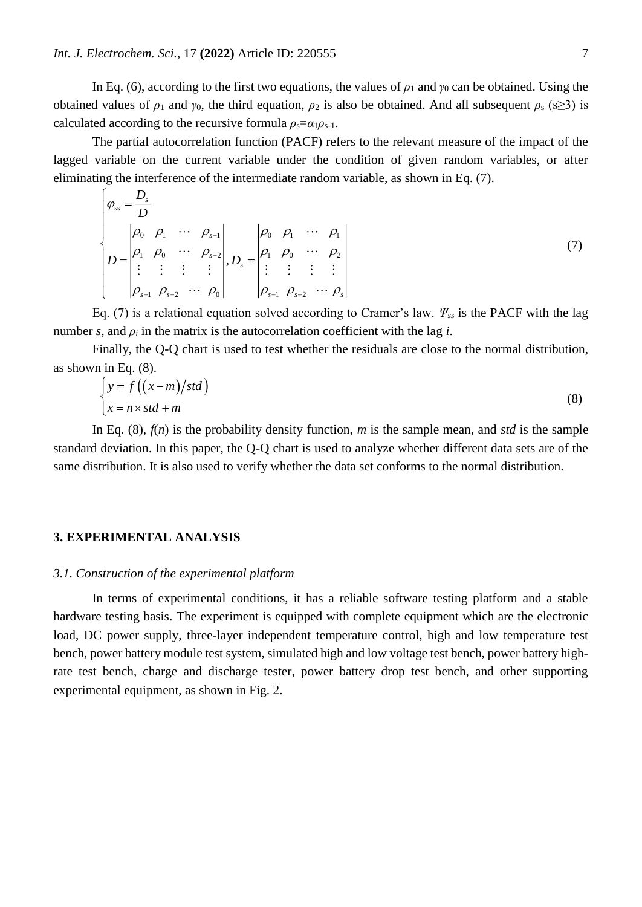In Eq. (6), according to the first two equations, the values of $\rho_1$ and $\gamma_0$ can be obtained. Using the obtained values of $\rho_1$ and $\gamma_0$, the third equation, $\rho_2$ is also be obtained. And all subsequent $\rho_s$ ($s\geq3$) is calculated according to the recursive formula $\rho_s=\alpha_1\rho_{s-1}$.

The partial autocorrelation function (PACF) refers to the relevant measure of the impact of the lagged variable on the current variable under the condition of given random variables, or after eliminating the interference of the intermediate random variable, as shown in Eq. (7).

$$
\begin{cases}
\varphi_{ss} = \dfrac{D_s}{D} \\
D = \begin{vmatrix} \rho_0 & \rho_1 & \cdots & \rho_{s-1} \\ \rho_1 & \rho_0 & \cdots & \rho_{s-2} \\ \vdots & \vdots & \vdots & \vdots \\ \rho_{s-1} & \rho_{s-2} & \cdots & \rho_0 \end{vmatrix}, D_s = \begin{vmatrix} \rho_0 & \rho_1 & \cdots & \rho_1 \\ \rho_1 & \rho_0 & \cdots & \rho_2 \\ \vdots & \vdots & \vdots & \vdots \\ \rho_{s-1} & \rho_{s-2} & \cdots & \rho_s \end{vmatrix}
\end{cases}
\tag{7}
$$

Eq. (7) is a relational equation solved according to Cramer's law. $\Psi_{ss}$ is the PACF with the lag number *s*, and $\rho_i$ in the matrix is the autocorrelation coefficient with the lag *i*.

Finally, the Q-Q chart is used to test whether the residuals are close to the normal distribution, as shown in Eq. (8).

$$
\begin{cases}
y = f\left(\left(x-m\right)/std\right) \\
x = n \times std + m
\end{cases}
\tag{8}
$$

In Eq. (8), $f(n)$ is the probability density function, *m* is the sample mean, and *std* is the sample standard deviation. In this paper, the Q-Q chart is used to analyze whether different data sets are of the same distribution. It is also used to verify whether the data set conforms to the normal distribution.

## 3. EXPERIMENTAL ANALYSIS

### *3.1. Construction of the experimental platform*

In terms of experimental conditions, it has a reliable software testing platform and a stable hardware testing basis. The experiment is equipped with complete equipment which are the electronic load, DC power supply, three-layer independent temperature control, high and low temperature test bench, power battery module test system, simulated high and low voltage test bench, power battery high-rate test bench, charge and discharge tester, power battery drop test bench, and other supporting experimental equipment, as shown in Fig. 2.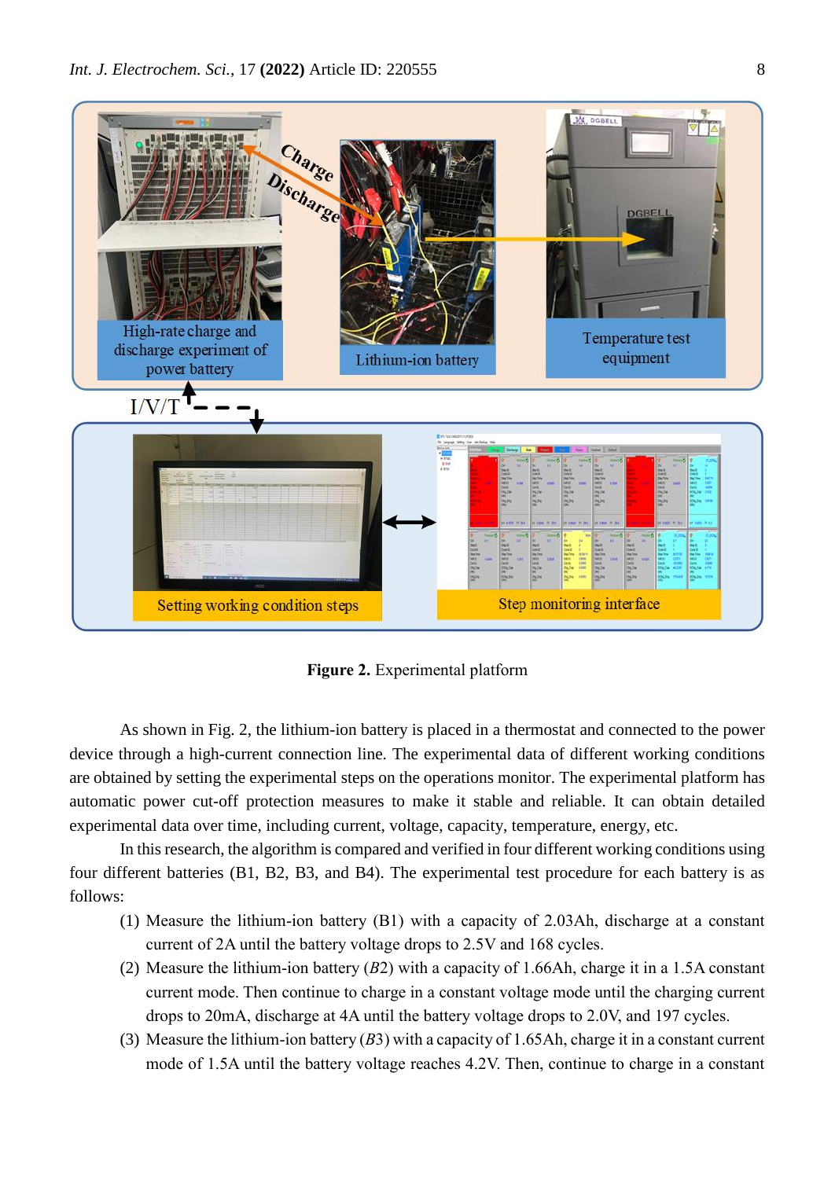**Figure 2.** Experimental platform

As shown in Fig. 2, the lithium-ion battery is placed in a thermostat and connected to the power device through a high-current connection line. The experimental data of different working conditions are obtained by setting the experimental steps on the operations monitor. The experimental platform has automatic power cut-off protection measures to make it stable and reliable. It can obtain detailed experimental data over time, including current, voltage, capacity, temperature, energy, etc.

In this research, the algorithm is compared and verified in four different working conditions using four different batteries (B1, B2, B3, and B4). The experimental test procedure for each battery is as follows:

(1) Measure the lithium-ion battery (B1) with a capacity of 2.03Ah, discharge at a constant current of 2A until the battery voltage drops to 2.5V and 168 cycles.

(2) Measure the lithium-ion battery (*B*2) with a capacity of 1.66Ah, charge it in a 1.5A constant current mode. Then continue to charge in a constant voltage mode until the charging current drops to 20mA, discharge at 4A until the battery voltage drops to 2.0V, and 197 cycles.

(3) Measure the lithium-ion battery (*B*3) with a capacity of 1.65Ah, charge it in a constant current mode of 1.5A until the battery voltage reaches 4.2V. Then, continue to charge in a constant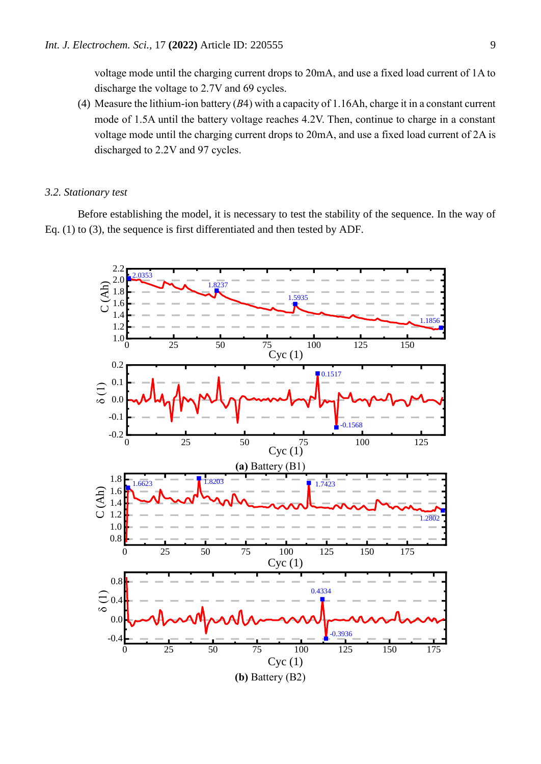voltage mode until the charging current drops to 20mA, and use a fixed load current of 1A to discharge the voltage to 2.7V and 69 cycles.

(4) Measure the lithium-ion battery ($B4$) with a capacity of 1.16Ah, charge it in a constant current mode of 1.5A until the battery voltage reaches 4.2V. Then, continue to charge in a constant voltage mode until the charging current drops to 20mA, and use a fixed load current of 2A is discharged to 2.2V and 97 cycles.

### *3.2. Stationary test*

Before establishing the model, it is necessary to test the stability of the sequence. In the way of Eq. (1) to (3), the sequence is first differentiated and then tested by ADF.

**(a)** Battery (B1)

**(b)** Battery (B2)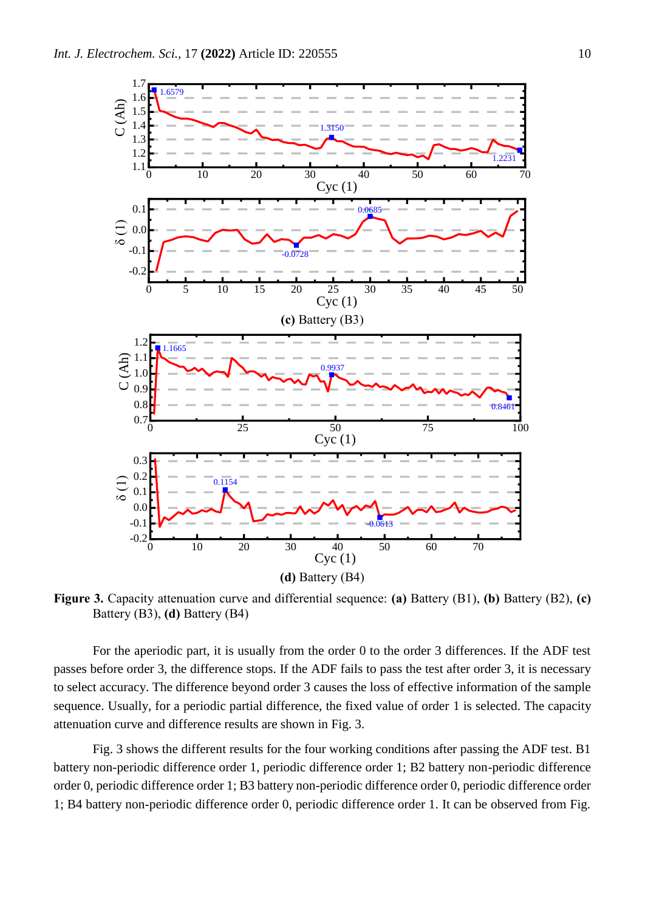**(c)** Battery (B3)

**(d)** Battery (B4)

**Figure 3.** Capacity attenuation curve and differential sequence: **(a)** Battery (B1), **(b)** Battery (B2), **(c)** Battery (B3), **(d)** Battery (B4)

For the aperiodic part, it is usually from the order 0 to the order 3 differences. If the ADF test passes before order 3, the difference stops. If the ADF fails to pass the test after order 3, it is necessary to select accuracy. The difference beyond order 3 causes the loss of effective information of the sample sequence. Usually, for a periodic partial difference, the fixed value of order 1 is selected. The capacity attenuation curve and difference results are shown in Fig. 3.

Fig. 3 shows the different results for the four working conditions after passing the ADF test. B1 battery non-periodic difference order 1, periodic difference order 1; B2 battery non-periodic difference order 0, periodic difference order 1; B3 battery non-periodic difference order 0, periodic difference order 1; B4 battery non-periodic difference order 0, periodic difference order 1. It can be observed from Fig.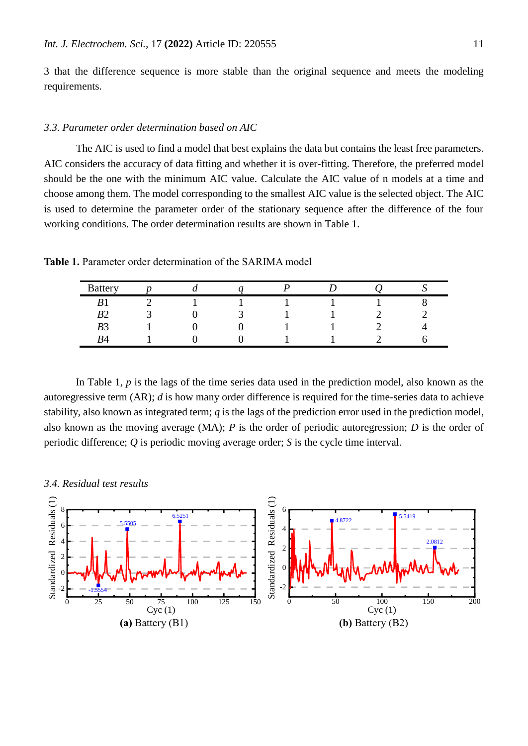3 that the difference sequence is more stable than the original sequence and meets the modeling requirements.

### *3.3. Parameter order determination based on AIC*

The AIC is used to find a model that best explains the data but contains the least free parameters. AIC considers the accuracy of data fitting and whether it is over-fitting. Therefore, the preferred model should be the one with the minimum AIC value. Calculate the AIC value of n models at a time and choose among them. The model corresponding to the smallest AIC value is the selected object. The AIC is used to determine the parameter order of the stationary sequence after the difference of the four working conditions. The order determination results are shown in Table 1.

**Table 1.** Parameter order determination of the SARIMA model

| Battery | *p* | *d* | *q* | *P* | *D* | *Q* | *S* |
|---|---|---|---|---|---|---|---|
| *B*1 | 2 | 1 | 1 | 1 | 1 | 1 | 8 |
| *B*2 | 3 | 0 | 3 | 1 | 1 | 2 | 2 |
| *B*3 | 1 | 0 | 0 | 1 | 1 | 2 | 4 |
| *B*4 | 1 | 0 | 0 | 1 | 1 | 2 | 6 |

In Table 1, *p* is the lags of the time series data used in the prediction model, also known as the autoregressive term (AR); *d* is how many order difference is required for the time-series data to achieve stability, also known as integrated term; *q* is the lags of the prediction error used in the prediction model, also known as the moving average (MA); *P* is the order of periodic autoregression; *D* is the order of periodic difference; *Q* is periodic moving average order; *S* is the cycle time interval.

### *3.4. Residual test results*

**(a)** Battery (B1)

**(b)** Battery (B2)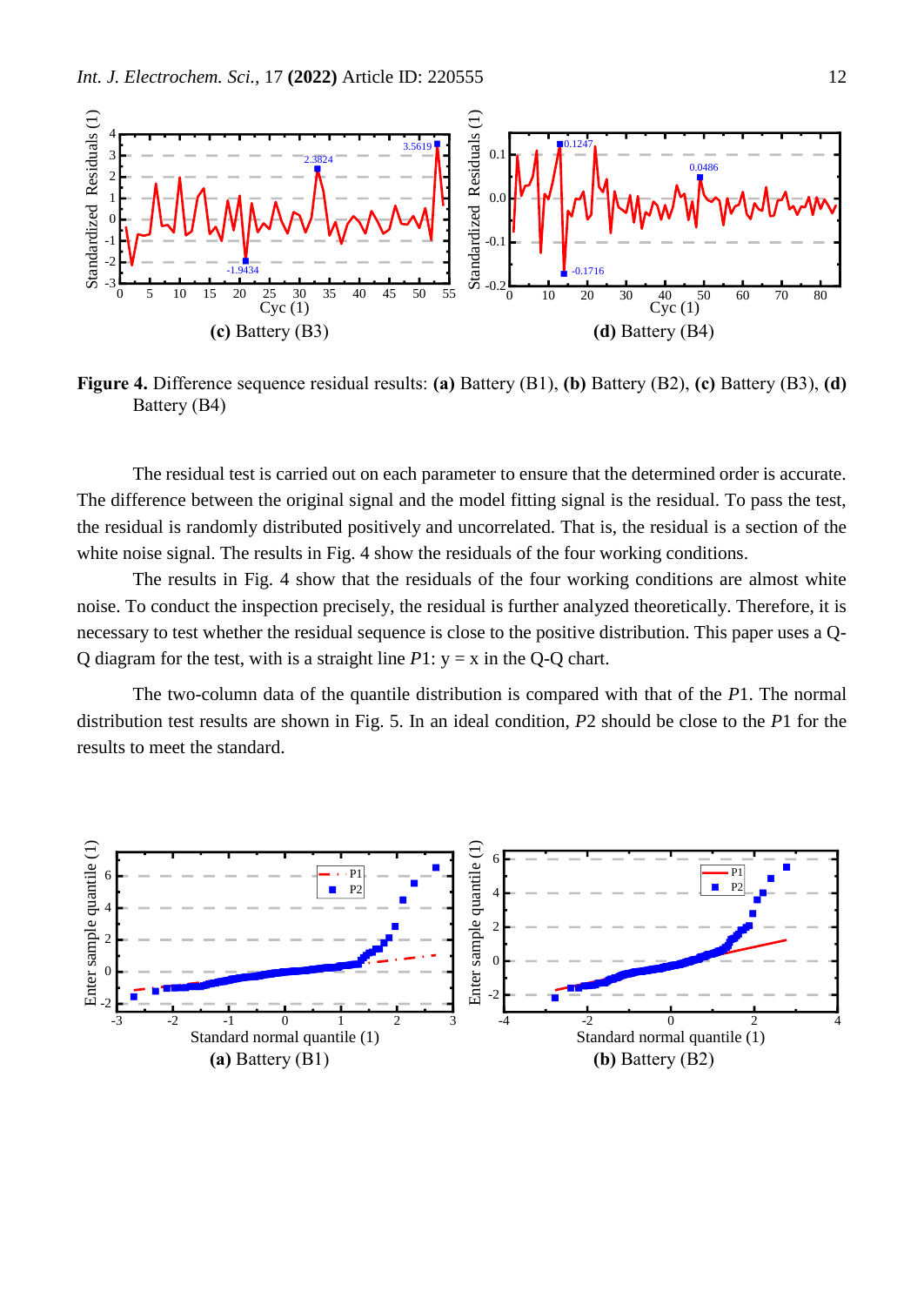(c) Battery (B3)

(d) Battery (B4)

**Figure 4.** Difference sequence residual results: **(a)** Battery (B1), **(b)** Battery (B2), **(c)** Battery (B3), **(d)** Battery (B4)

The residual test is carried out on each parameter to ensure that the determined order is accurate. The difference between the original signal and the model fitting signal is the residual. To pass the test, the residual is randomly distributed positively and uncorrelated. That is, the residual is a section of the white noise signal. The results in Fig. 4 show the residuals of the four working conditions.

The results in Fig. 4 show that the residuals of the four working conditions are almost white noise. To conduct the inspection precisely, the residual is further analyzed theoretically. Therefore, it is necessary to test whether the residual sequence is close to the positive distribution. This paper uses a Q-Q diagram for the test, with is a straight line *P*1: y = x in the Q-Q chart.

The two-column data of the quantile distribution is compared with that of the *P*1. The normal distribution test results are shown in Fig. 5. In an ideal condition, *P*2 should be close to the *P*1 for the results to meet the standard.

(a) Battery (B1)

(b) Battery (B2)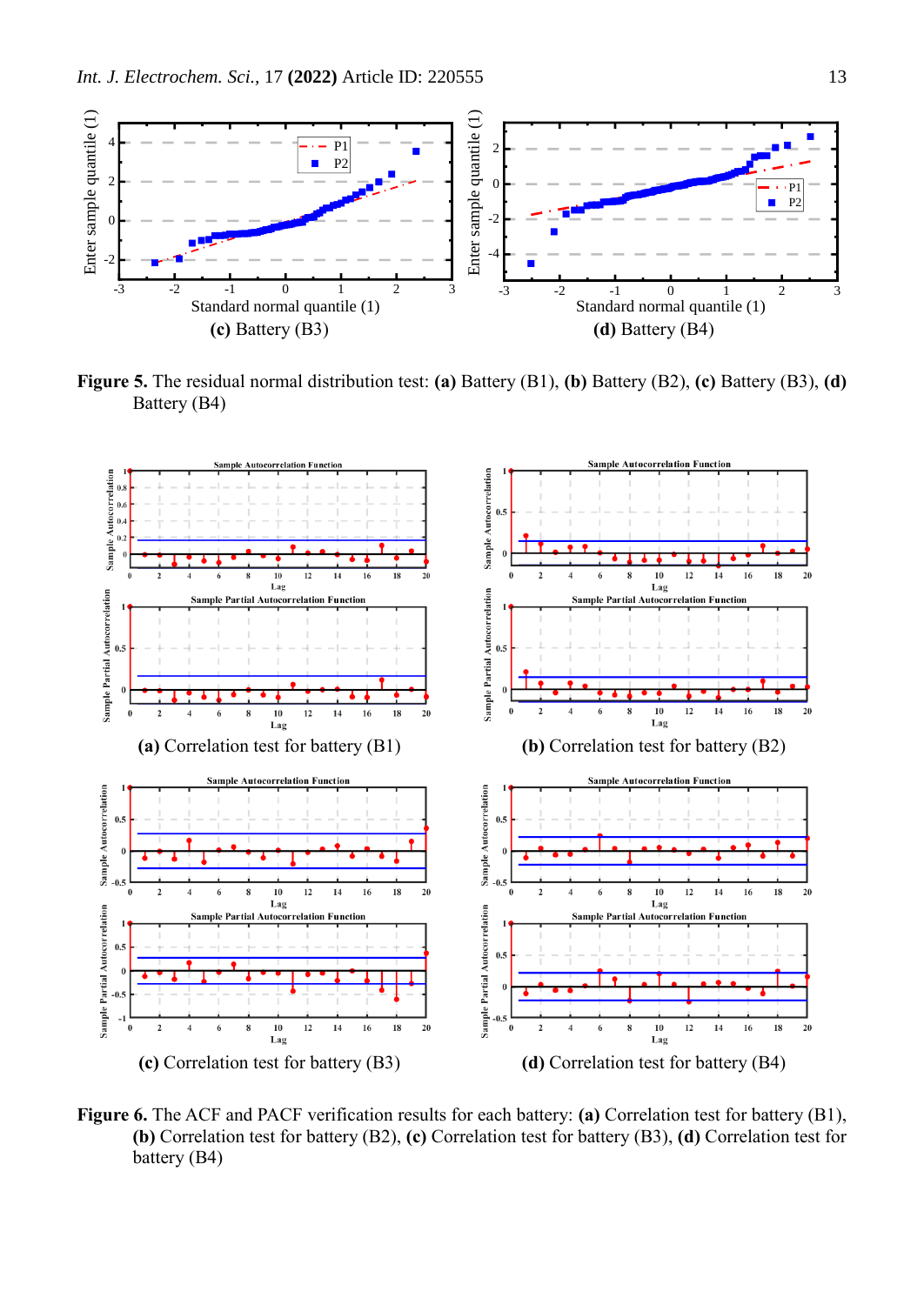(c) Battery (B3)

(d) Battery (B4)

**Figure 5.** The residual normal distribution test: **(a)** Battery (B1), **(b)** Battery (B2), **(c)** Battery (B3), **(d)** Battery (B4)

**(a)** Correlation test for battery (B1)

**(b)** Correlation test for battery (B2)

**(c)** Correlation test for battery (B3)

**(d)** Correlation test for battery (B4)

**Figure 6.** The ACF and PACF verification results for each battery: **(a)** Correlation test for battery (B1), **(b)** Correlation test for battery (B2), **(c)** Correlation test for battery (B3), **(d)** Correlation test for battery (B4)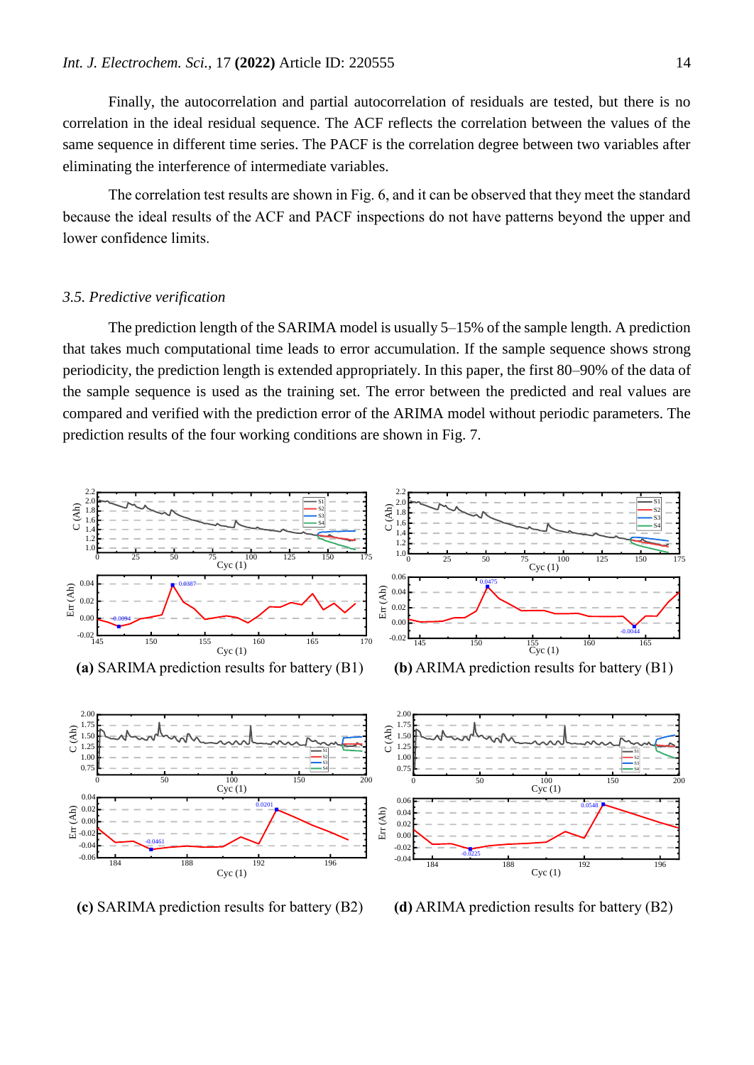Finally, the autocorrelation and partial autocorrelation of residuals are tested, but there is no correlation in the ideal residual sequence. The ACF reflects the correlation between the values of the same sequence in different time series. The PACF is the correlation degree between two variables after eliminating the interference of intermediate variables.

The correlation test results are shown in Fig. 6, and it can be observed that they meet the standard because the ideal results of the ACF and PACF inspections do not have patterns beyond the upper and lower confidence limits.

### 3.5. Predictive verification

The prediction length of the SARIMA model is usually 5–15% of the sample length. A prediction that takes much computational time leads to error accumulation. If the sample sequence shows strong periodicity, the prediction length is extended appropriately. In this paper, the first 80–90% of the data of the sample sequence is used as the training set. The error between the predicted and real values are compared and verified with the prediction error of the ARIMA model without periodic parameters. The prediction results of the four working conditions are shown in Fig. 7.

**(a)** SARIMA prediction results for battery (B1)

**(b)** ARIMA prediction results for battery (B1)

**(c)** SARIMA prediction results for battery (B2)

**(d)** ARIMA prediction results for battery (B2)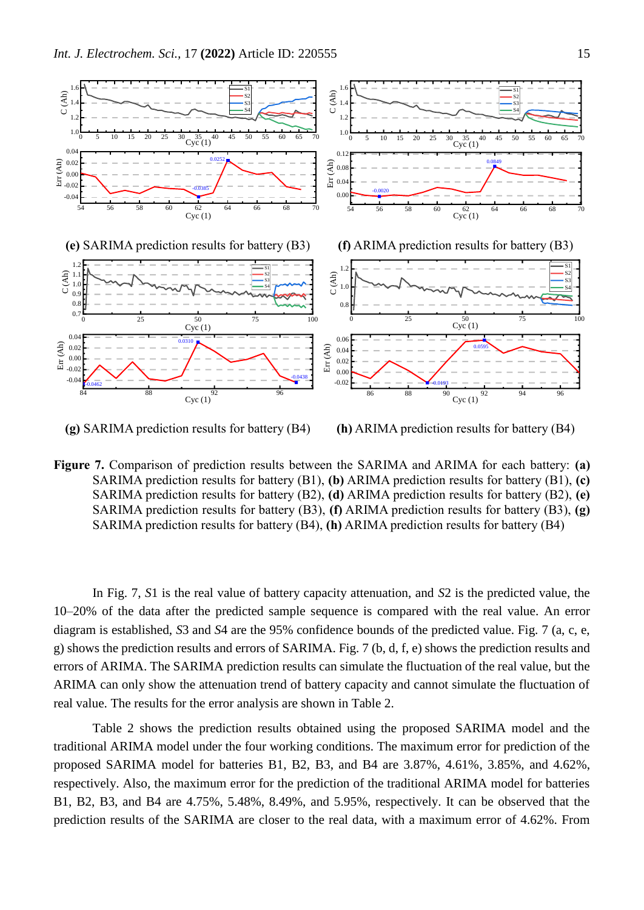**(e)** SARIMA prediction results for battery (B3) **(f)** ARIMA prediction results for battery (B3)

**(g)** SARIMA prediction results for battery (B4) **(h)** ARIMA prediction results for battery (B4)

**Figure 7.** Comparison of prediction results between the SARIMA and ARIMA for each battery: **(a)** SARIMA prediction results for battery (B1), **(b)** ARIMA prediction results for battery (B1), **(c)** SARIMA prediction results for battery (B2), **(d)** ARIMA prediction results for battery (B2), **(e)** SARIMA prediction results for battery (B3), **(f)** ARIMA prediction results for battery (B3), **(g)** SARIMA prediction results for battery (B4), **(h)** ARIMA prediction results for battery (B4)

In Fig. 7, *S*1 is the real value of battery capacity attenuation, and *S*2 is the predicted value, the 10–20% of the data after the predicted sample sequence is compared with the real value. An error diagram is established, *S*3 and *S*4 are the 95% confidence bounds of the predicted value. Fig. 7 (a, c, e, g) shows the prediction results and errors of SARIMA. Fig. 7 (b, d, f, e) shows the prediction results and errors of ARIMA. The SARIMA prediction results can simulate the fluctuation of the real value, but the ARIMA can only show the attenuation trend of battery capacity and cannot simulate the fluctuation of real value. The results for the error analysis are shown in Table 2.

Table 2 shows the prediction results obtained using the proposed SARIMA model and the traditional ARIMA model under the four working conditions. The maximum error for prediction of the proposed SARIMA model for batteries B1, B2, B3, and B4 are 3.87%, 4.61%, 3.85%, and 4.62%, respectively. Also, the maximum error for the prediction of the traditional ARIMA model for batteries B1, B2, B3, and B4 are 4.75%, 5.48%, 8.49%, and 5.95%, respectively. It can be observed that the prediction results of the SARIMA are closer to the real data, with a maximum error of 4.62%. From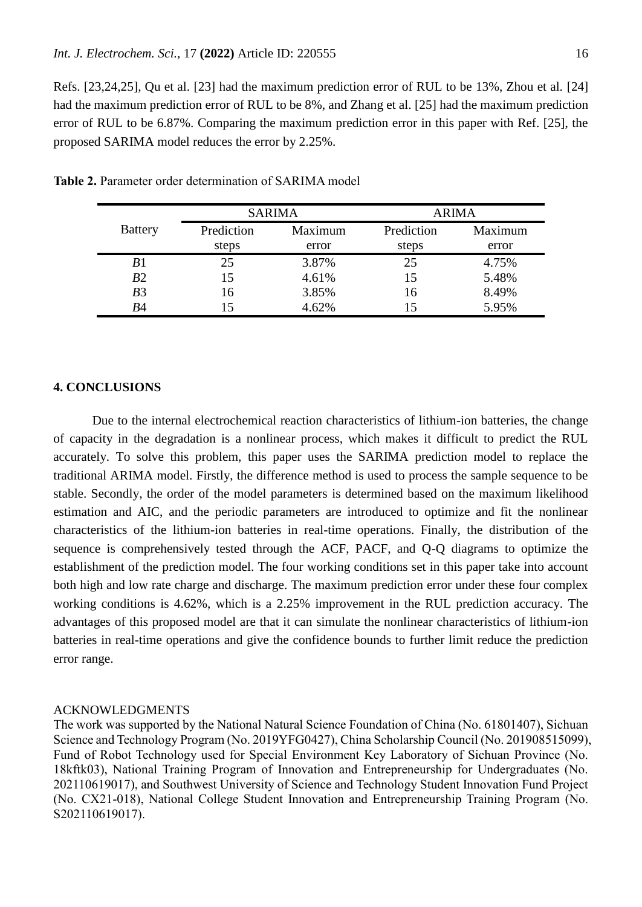Refs. [23,24,25], Qu et al. [23] had the maximum prediction error of RUL to be 13%, Zhou et al. [24] had the maximum prediction error of RUL to be 8%, and Zhang et al. [25] had the maximum prediction error of RUL to be 6.87%. Comparing the maximum prediction error in this paper with Ref. [25], the proposed SARIMA model reduces the error by 2.25%.

**Table 2.** Parameter order determination of SARIMA model

| Battery | SARIMA | | ARIMA | |
|---|---|---|---|---|
| | Prediction steps | Maximum error | Prediction steps | Maximum error |
| *B*1 | 25 | 3.87% | 25 | 4.75% |
| *B*2 | 15 | 4.61% | 15 | 5.48% |
| *B*3 | 16 | 3.85% | 16 | 8.49% |
| *B*4 | 15 | 4.62% | 15 | 5.95% |

## 4. CONCLUSIONS

Due to the internal electrochemical reaction characteristics of lithium-ion batteries, the change of capacity in the degradation is a nonlinear process, which makes it difficult to predict the RUL accurately. To solve this problem, this paper uses the SARIMA prediction model to replace the traditional ARIMA model. Firstly, the difference method is used to process the sample sequence to be stable. Secondly, the order of the model parameters is determined based on the maximum likelihood estimation and AIC, and the periodic parameters are introduced to optimize and fit the nonlinear characteristics of the lithium-ion batteries in real-time operations. Finally, the distribution of the sequence is comprehensively tested through the ACF, PACF, and Q-Q diagrams to optimize the establishment of the prediction model. The four working conditions set in this paper take into account both high and low rate charge and discharge. The maximum prediction error under these four complex working conditions is 4.62%, which is a 2.25% improvement in the RUL prediction accuracy. The advantages of this proposed model are that it can simulate the nonlinear characteristics of lithium-ion batteries in real-time operations and give the confidence bounds to further limit reduce the prediction error range.

ACKNOWLEDGMENTS

The work was supported by the National Natural Science Foundation of China (No. 61801407), Sichuan Science and Technology Program (No. 2019YFG0427), China Scholarship Council (No. 201908515099), Fund of Robot Technology used for Special Environment Key Laboratory of Sichuan Province (No. 18kftk03), National Training Program of Innovation and Entrepreneurship for Undergraduates (No. 202110619017), and Southwest University of Science and Technology Student Innovation Fund Project (No. CX21-018), National College Student Innovation and Entrepreneurship Training Program (No. S202110619017).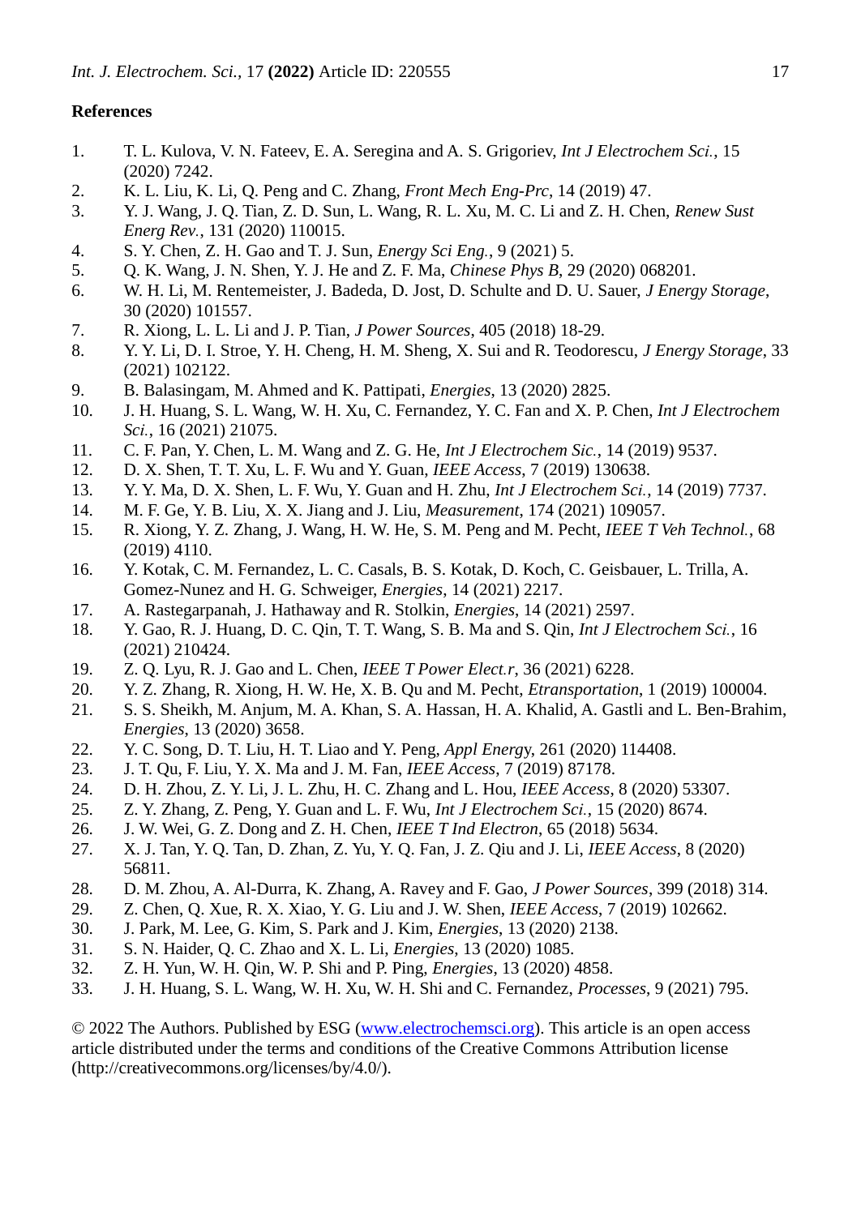## References

1. T. L. Kulova, V. N. Fateev, E. A. Seregina and A. S. Grigoriev, *Int J Electrochem Sci.*, 15 (2020) 7242.
2. K. L. Liu, K. Li, Q. Peng and C. Zhang, *Front Mech Eng-Prc*, 14 (2019) 47.
3. Y. J. Wang, J. Q. Tian, Z. D. Sun, L. Wang, R. L. Xu, M. C. Li and Z. H. Chen, *Renew Sust Energ Rev.*, 131 (2020) 110015.
4. S. Y. Chen, Z. H. Gao and T. J. Sun, *Energy Sci Eng.*, 9 (2021) 5.
5. Q. K. Wang, J. N. Shen, Y. J. He and Z. F. Ma, *Chinese Phys B*, 29 (2020) 068201.
6. W. H. Li, M. Rentemeister, J. Badeda, D. Jost, D. Schulte and D. U. Sauer, *J Energy Storage*, 30 (2020) 101557.
7. R. Xiong, L. L. Li and J. P. Tian, *J Power Sources*, 405 (2018) 18-29.
8. Y. Y. Li, D. I. Stroe, Y. H. Cheng, H. M. Sheng, X. Sui and R. Teodorescu, *J Energy Storage*, 33 (2021) 102122.
9. B. Balasingam, M. Ahmed and K. Pattipati, *Energies*, 13 (2020) 2825.
10. J. H. Huang, S. L. Wang, W. H. Xu, C. Fernandez, Y. C. Fan and X. P. Chen, *Int J Electrochem Sci.*, 16 (2021) 21075.
11. C. F. Pan, Y. Chen, L. M. Wang and Z. G. He, *Int J Electrochem Sic.*, 14 (2019) 9537.
12. D. X. Shen, T. T. Xu, L. F. Wu and Y. Guan, *IEEE Access*, 7 (2019) 130638.
13. Y. Y. Ma, D. X. Shen, L. F. Wu, Y. Guan and H. Zhu, *Int J Electrochem Sci.*, 14 (2019) 7737.
14. M. F. Ge, Y. B. Liu, X. X. Jiang and J. Liu, *Measurement*, 174 (2021) 109057.
15. R. Xiong, Y. Z. Zhang, J. Wang, H. W. He, S. M. Peng and M. Pecht, *IEEE T Veh Technol.*, 68 (2019) 4110.
16. Y. Kotak, C. M. Fernandez, L. C. Casals, B. S. Kotak, D. Koch, C. Geisbauer, L. Trilla, A. Gomez-Nunez and H. G. Schweiger, *Energies*, 14 (2021) 2217.
17. A. Rastegarpanah, J. Hathaway and R. Stolkin, *Energies*, 14 (2021) 2597.
18. Y. Gao, R. J. Huang, D. C. Qin, T. T. Wang, S. B. Ma and S. Qin, *Int J Electrochem Sci.*, 16 (2021) 210424.
19. Z. Q. Lyu, R. J. Gao and L. Chen, *IEEE T Power Elect.r*, 36 (2021) 6228.
20. Y. Z. Zhang, R. Xiong, H. W. He, X. B. Qu and M. Pecht, *Etransportation*, 1 (2019) 100004.
21. S. S. Sheikh, M. Anjum, M. A. Khan, S. A. Hassan, H. A. Khalid, A. Gastli and L. Ben-Brahim, *Energies*, 13 (2020) 3658.
22. Y. C. Song, D. T. Liu, H. T. Liao and Y. Peng, *Appl Energy*, 261 (2020) 114408.
23. J. T. Qu, F. Liu, Y. X. Ma and J. M. Fan, *IEEE Access*, 7 (2019) 87178.
24. D. H. Zhou, Z. Y. Li, J. L. Zhu, H. C. Zhang and L. Hou, *IEEE Access*, 8 (2020) 53307.
25. Z. Y. Zhang, Z. Peng, Y. Guan and L. F. Wu, *Int J Electrochem Sci.*, 15 (2020) 8674.
26. J. W. Wei, G. Z. Dong and Z. H. Chen, *IEEE T Ind Electron*, 65 (2018) 5634.
27. X. J. Tan, Y. Q. Tan, D. Zhan, Z. Yu, Y. Q. Fan, J. Z. Qiu and J. Li, *IEEE Access*, 8 (2020) 56811.
28. D. M. Zhou, A. Al-Durra, K. Zhang, A. Ravey and F. Gao, *J Power Sources*, 399 (2018) 314.
29. Z. Chen, Q. Xue, R. X. Xiao, Y. G. Liu and J. W. Shen, *IEEE Access*, 7 (2019) 102662.
30. J. Park, M. Lee, G. Kim, S. Park and J. Kim, *Energies*, 13 (2020) 2138.
31. S. N. Haider, Q. C. Zhao and X. L. Li, *Energies*, 13 (2020) 1085.
32. Z. H. Yun, W. H. Qin, W. P. Shi and P. Ping, *Energies*, 13 (2020) 4858.
33. J. H. Huang, S. L. Wang, W. H. Xu, W. H. Shi and C. Fernandez, *Processes*, 9 (2021) 795.

© 2022 The Authors. Published by ESG (www.electrochemsci.org). This article is an open access article distributed under the terms and conditions of the Creative Commons Attribution license (http://creativecommons.org/licenses/by/4.0/).